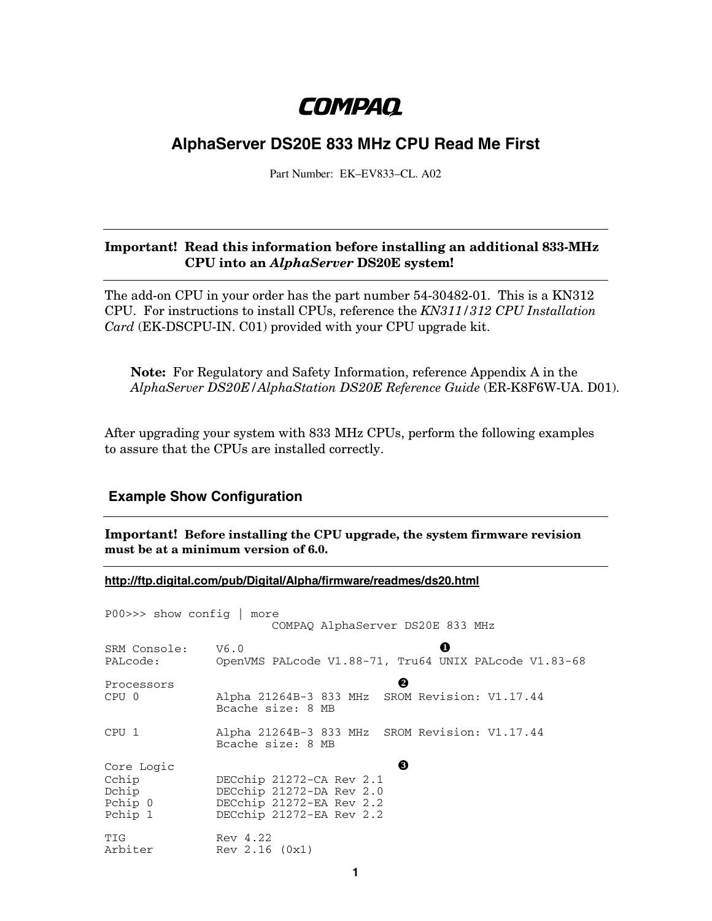# COMPAQ

## AlphaServer DS20E 833 MHz CPU Read Me First

Part Number: EK–EV833–CL. A02

---

**Important! Read this information before installing an additional 833-MHz CPU into an *AlphaServer* DS20E system!**

---

The add-on CPU in your order has the part number 54-30482-01. This is a KN312 CPU. For instructions to install CPUs, reference the *KN311/312 CPU Installation Card* (EK-DSCPU-IN. C01) provided with your CPU upgrade kit.

> **Note:** For Regulatory and Safety Information, reference Appendix A in the *AlphaServer DS20E/AlphaStation DS20E Reference Guide* (ER-K8F6W-UA. D01).

After upgrading your system with 833 MHz CPUs, perform the following examples to assure that the CPUs are installed correctly.

### Example Show Configuration

---

**Important! Before installing the CPU upgrade, the system firmware revision must be at a minimum version of 6.0.**

---

**http://ftp.digital.com/pub/Digital/Alpha/firmware/readmes/ds20.html**

```
P00>>> show config | more
                        COMPAQ AlphaServer DS20E 833 MHz

SRM Console:    V6.0                                    ❶
PALcode:        OpenVMS PALcode V1.88-71, Tru64 UNIX PALcode V1.83-68

Processors                                  ❷
CPU 0           Alpha 21264B-3 833 MHz  SROM Revision: V1.17.44
                Bcache size: 8 MB

CPU 1           Alpha 21264B-3 833 MHz  SROM Revision: V1.17.44
                Bcache size: 8 MB

Core Logic                                  ❸
Cchip           DECchip 21272-CA Rev 2.1
Dchip           DECchip 21272-DA Rev 2.0
Pchip 0         DECchip 21272-EA Rev 2.2
Pchip 1         DECchip 21272-EA Rev 2.2

TIG             Rev 4.22
Arbiter         Rev 2.16 (0x1)
```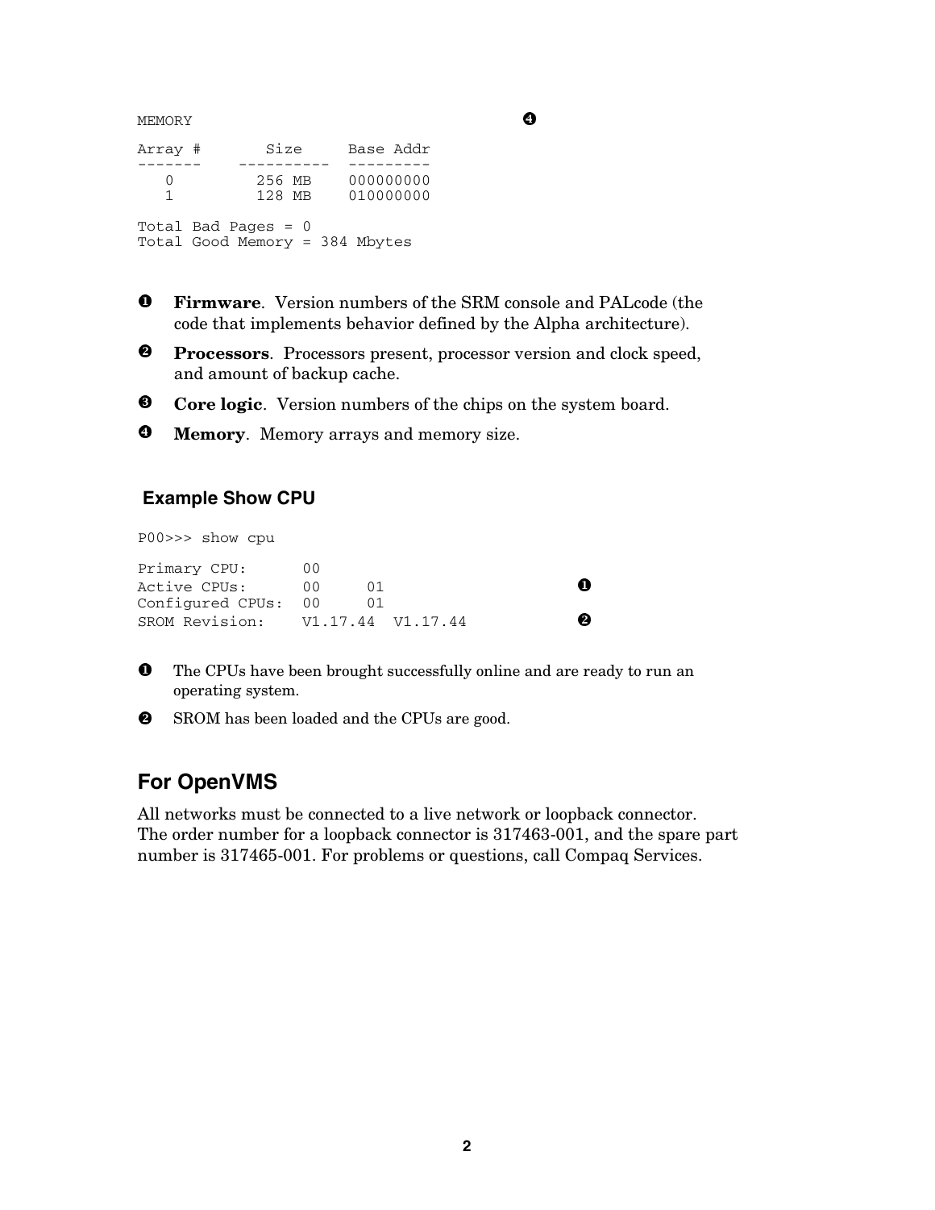```
MEMORY                                                  ❹

Array #       Size     Base Addr
-------    ----------  ---------
   0         256 MB    000000000
   1         128 MB    010000000

Total Bad Pages = 0
Total Good Memory = 384 Mbytes
```

❶ **Firmware**. Version numbers of the SRM console and PALcode (the code that implements behavior defined by the Alpha architecture).

❷ **Processors**. Processors present, processor version and clock speed, and amount of backup cache.

❸ **Core logic**. Version numbers of the chips on the system board.

❹ **Memory**. Memory arrays and memory size.

### Example Show CPU

```
P00>>> show cpu

Primary CPU:      00
Active CPUs:      00     01                          ❶
Configured CPUs:  00     01
SROM Revision:    V1.17.44  V1.17.44                 ❷
```

❶ The CPUs have been brought successfully online and are ready to run an operating system.

❷ SROM has been loaded and the CPUs are good.

## For OpenVMS

All networks must be connected to a live network or loopback connector. The order number for a loopback connector is 317463-001, and the spare part number is 317465-001. For problems or questions, call Compaq Services.